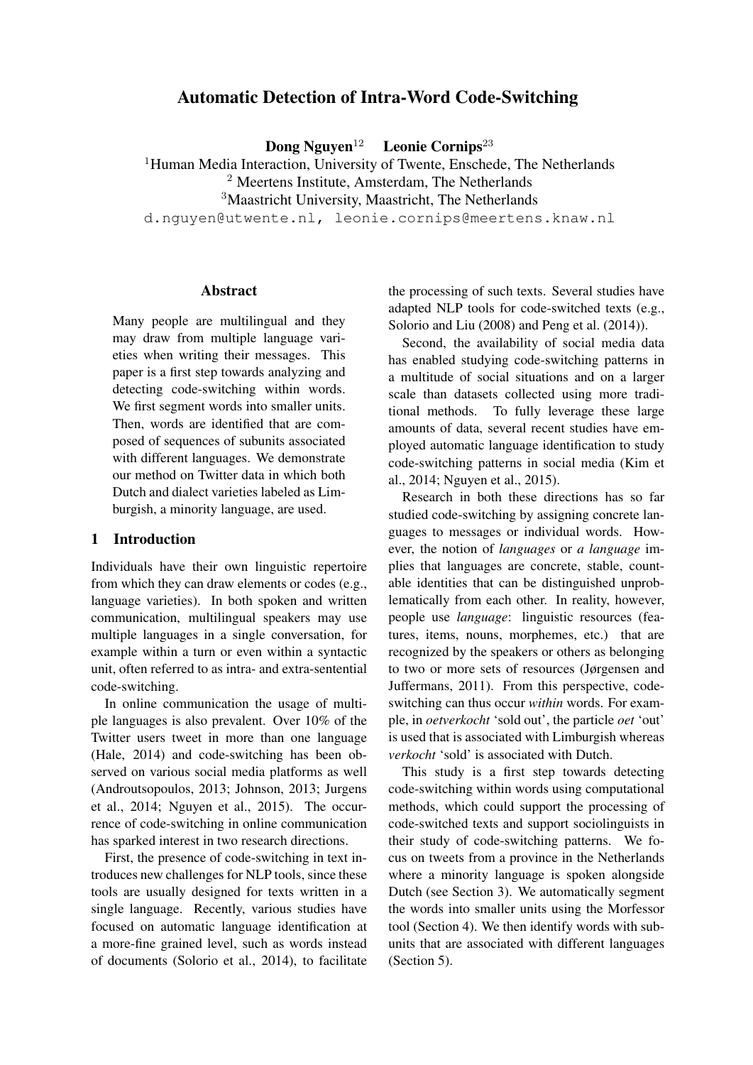# Automatic Detection of Intra-Word Code-Switching

**Dong Nguyen**[1,2] **Leonie Cornips**[2,3]

[1]Human Media Interaction, University of Twente, Enschede, The Netherlands
[2] Meertens Institute, Amsterdam, The Netherlands
[3]Maastricht University, Maastricht, The Netherlands
d.nguyen@utwente.nl, leonie.cornips@meertens.knaw.nl

## Abstract

Many people are multilingual and they may draw from multiple language varieties when writing their messages. This paper is a first step towards analyzing and detecting code-switching within words. We first segment words into smaller units. Then, words are identified that are composed of sequences of subunits associated with different languages. We demonstrate our method on Twitter data in which both Dutch and dialect varieties labeled as Limburgish, a minority language, are used.

## 1 Introduction

Individuals have their own linguistic repertoire from which they can draw elements or codes (e.g., language varieties). In both spoken and written communication, multilingual speakers may use multiple languages in a single conversation, for example within a turn or even within a syntactic unit, often referred to as intra- and extra-sentential code-switching.

In online communication the usage of multiple languages is also prevalent. Over 10% of the Twitter users tweet in more than one language (Hale, 2014) and code-switching has been observed on various social media platforms as well (Androutsopoulos, 2013; Johnson, 2013; Jurgens et al., 2014; Nguyen et al., 2015). The occurrence of code-switching in online communication has sparked interest in two research directions.

First, the presence of code-switching in text introduces new challenges for NLP tools, since these tools are usually designed for texts written in a single language. Recently, various studies have focused on automatic language identification at a more-fine grained level, such as words instead of documents (Solorio et al., 2014), to facilitate the processing of such texts. Several studies have adapted NLP tools for code-switched texts (e.g., Solorio and Liu (2008) and Peng et al. (2014)).

Second, the availability of social media data has enabled studying code-switching patterns in a multitude of social situations and on a larger scale than datasets collected using more traditional methods. To fully leverage these large amounts of data, several recent studies have employed automatic language identification to study code-switching patterns in social media (Kim et al., 2014; Nguyen et al., 2015).

Research in both these directions has so far studied code-switching by assigning concrete languages to messages or individual words. However, the notion of *languages* or *a language* implies that languages are concrete, stable, countable identities that can be distinguished unproblematically from each other. In reality, however, people use *language*: linguistic resources (features, items, nouns, morphemes, etc.) that are recognized by the speakers or others as belonging to two or more sets of resources (Jørgensen and Juffermans, 2011). From this perspective, code-switching can thus occur *within* words. For example, in *oetverkocht* 'sold out', the particle *oet* 'out' is used that is associated with Limburgish whereas *verkocht* 'sold' is associated with Dutch.

This study is a first step towards detecting code-switching within words using computational methods, which could support the processing of code-switched texts and support sociolinguists in their study of code-switching patterns. We focus on tweets from a province in the Netherlands where a minority language is spoken alongside Dutch (see Section 3). We automatically segment the words into smaller units using the Morfessor tool (Section 4). We then identify words with subunits that are associated with different languages (Section 5).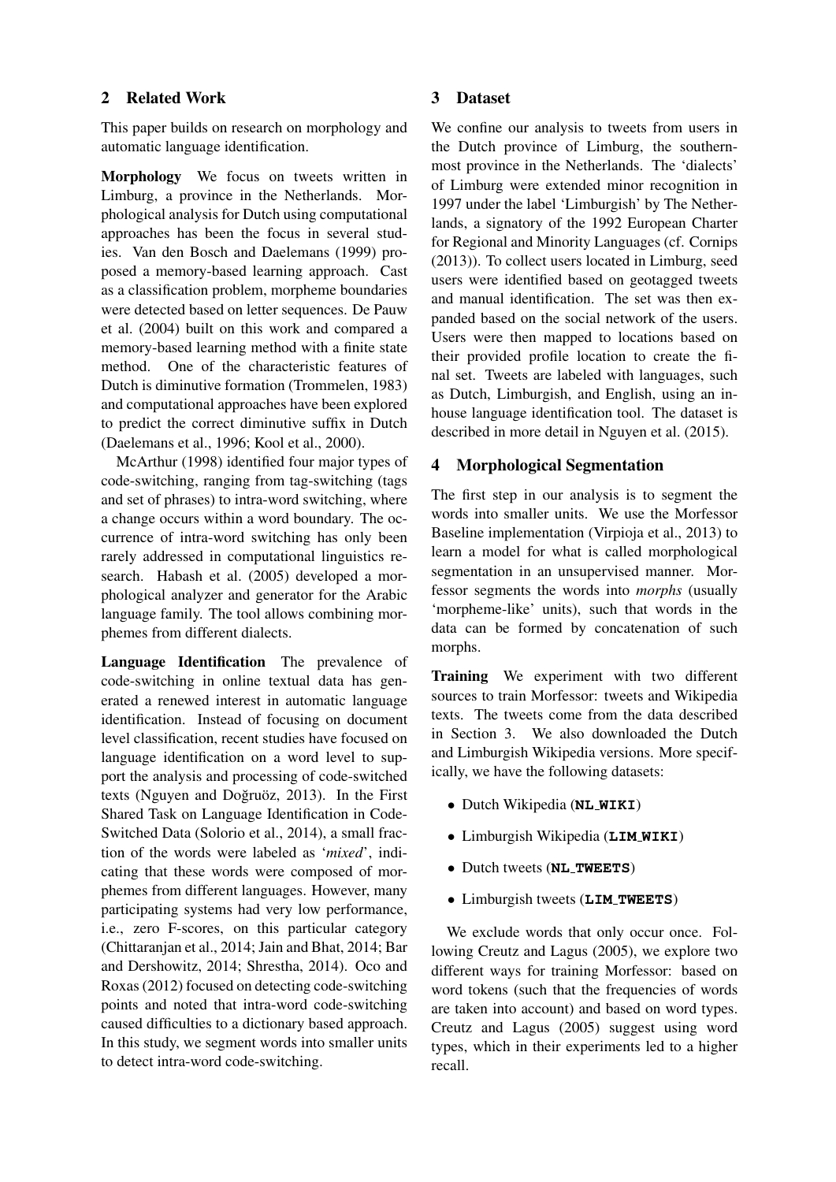## 2 Related Work

This paper builds on research on morphology and automatic language identification.

**Morphology** We focus on tweets written in Limburg, a province in the Netherlands. Morphological analysis for Dutch using computational approaches has been the focus in several studies. Van den Bosch and Daelemans (1999) proposed a memory-based learning approach. Cast as a classification problem, morpheme boundaries were detected based on letter sequences. De Pauw et al. (2004) built on this work and compared a memory-based learning method with a finite state method. One of the characteristic features of Dutch is diminutive formation (Trommelen, 1983) and computational approaches have been explored to predict the correct diminutive suffix in Dutch (Daelemans et al., 1996; Kool et al., 2000).

McArthur (1998) identified four major types of code-switching, ranging from tag-switching (tags and set of phrases) to intra-word switching, where a change occurs within a word boundary. The occurrence of intra-word switching has only been rarely addressed in computational linguistics research. Habash et al. (2005) developed a morphological analyzer and generator for the Arabic language family. The tool allows combining morphemes from different dialects.

**Language Identification** The prevalence of code-switching in online textual data has generated a renewed interest in automatic language identification. Instead of focusing on document level classification, recent studies have focused on language identification on a word level to support the analysis and processing of code-switched texts (Nguyen and Doğruöz, 2013). In the First Shared Task on Language Identification in Code-Switched Data (Solorio et al., 2014), a small fraction of the words were labeled as '*mixed*', indicating that these words were composed of morphemes from different languages. However, many participating systems had very low performance, i.e., zero F-scores, on this particular category (Chittaranjan et al., 2014; Jain and Bhat, 2014; Bar and Dershowitz, 2014; Shrestha, 2014). Oco and Roxas (2012) focused on detecting code-switching points and noted that intra-word code-switching caused difficulties to a dictionary based approach. In this study, we segment words into smaller units to detect intra-word code-switching.

## 3 Dataset

We confine our analysis to tweets from users in the Dutch province of Limburg, the southernmost province in the Netherlands. The 'dialects' of Limburg were extended minor recognition in 1997 under the label 'Limburgish' by The Netherlands, a signatory of the 1992 European Charter for Regional and Minority Languages (cf. Cornips (2013)). To collect users located in Limburg, seed users were identified based on geotagged tweets and manual identification. The set was then expanded based on the social network of the users. Users were then mapped to locations based on their provided profile location to create the final set. Tweets are labeled with languages, such as Dutch, Limburgish, and English, using an in-house language identification tool. The dataset is described in more detail in Nguyen et al. (2015).

## 4 Morphological Segmentation

The first step in our analysis is to segment the words into smaller units. We use the Morfessor Baseline implementation (Virpioja et al., 2013) to learn a model for what is called morphological segmentation in an unsupervised manner. Morfessor segments the words into *morphs* (usually 'morpheme-like' units), such that words in the data can be formed by concatenation of such morphs.

**Training** We experiment with two different sources to train Morfessor: tweets and Wikipedia texts. The tweets come from the data described in Section 3. We also downloaded the Dutch and Limburgish Wikipedia versions. More specifically, we have the following datasets:

- Dutch Wikipedia (**NL_WIKI**)
- Limburgish Wikipedia (**LIM_WIKI**)
- Dutch tweets (**NL_TWEETS**)
- Limburgish tweets (**LIM_TWEETS**)

We exclude words that only occur once. Following Creutz and Lagus (2005), we explore two different ways for training Morfessor: based on word tokens (such that the frequencies of words are taken into account) and based on word types. Creutz and Lagus (2005) suggest using word types, which in their experiments led to a higher recall.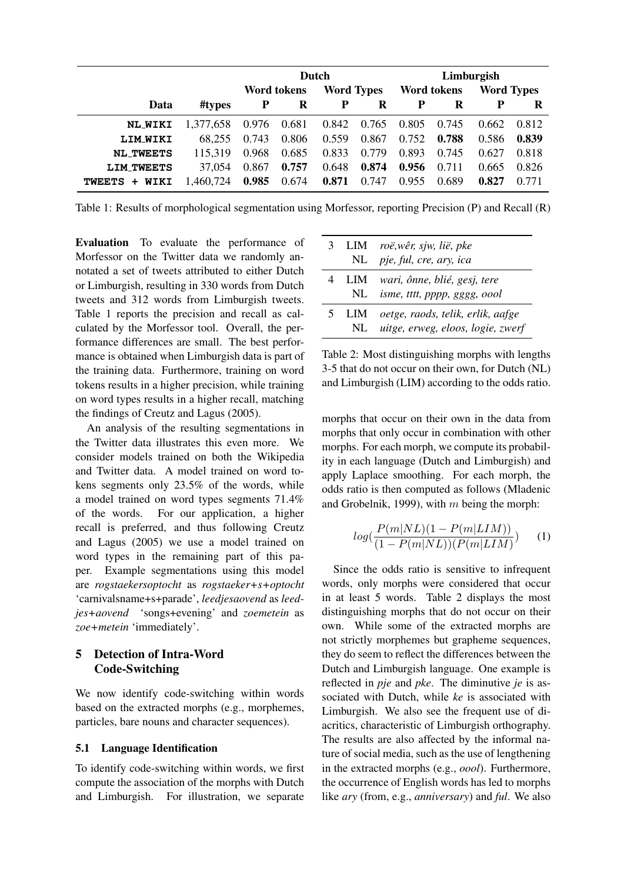| | | Dutch | | | | Limburgish | | | |
|---|---|---|---|---|---|---|---|---|---|
| | | Word tokens | | Word Types | | Word tokens | | Word Types | |
| **Data** | **#types** | **P** | **R** | **P** | **R** | **P** | **R** | **P** | **R** |
| `NL_WIKI` | 1,377,658 | 0.976 | 0.681 | 0.842 | 0.765 | 0.805 | 0.745 | 0.662 | 0.812 |
| `LIM_WIKI` | 68,255 | 0.743 | 0.806 | 0.559 | 0.867 | 0.752 | **0.788** | 0.586 | **0.839** |
| `NL_TWEETS` | 115,319 | 0.968 | 0.685 | 0.833 | 0.779 | 0.893 | 0.745 | 0.627 | 0.818 |
| `LIM_TWEETS` | 37,054 | 0.867 | **0.757** | 0.648 | **0.874** | **0.956** | 0.711 | 0.665 | 0.826 |
| `TWEETS + WIKI` | 1,460,724 | **0.985** | 0.674 | **0.871** | 0.747 | 0.955 | 0.689 | **0.827** | 0.771 |

Table 1: Results of morphological segmentation using Morfessor, reporting Precision (P) and Recall (R)

**Evaluation** To evaluate the performance of Morfessor on the Twitter data we randomly annotated a set of tweets attributed to either Dutch or Limburgish, resulting in 330 words from Dutch tweets and 312 words from Limburgish tweets. Table 1 reports the precision and recall as calculated by the Morfessor tool. Overall, the performance differences are small. The best performance is obtained when Limburgish data is part of the training data. Furthermore, training on word tokens results in a higher precision, while training on word types results in a higher recall, matching the findings of Creutz and Lagus (2005).

An analysis of the resulting segmentations in the Twitter data illustrates this even more. We consider models trained on both the Wikipedia and Twitter data. A model trained on word tokens segments only 23.5% of the words, while a model trained on word types segments 71.4% of the words. For our application, a higher recall is preferred, and thus following Creutz and Lagus (2005) we use a model trained on word types in the remaining part of this paper. Example segmentations using this model are *rogstaekersoptocht* as *rogstaeker+s+optocht* 'carnivalsname+s+parade', *leedjesaovend* as *leedjes+aovend* 'songs+evening' and *zoemetein* as *zoe+metein* 'immediately'.

## 5 Detection of Intra-Word Code-Switching

We now identify code-switching within words based on the extracted morphs (e.g., morphemes, particles, bare nouns and character sequences).

### 5.1 Language Identification

To identify code-switching within words, we first compute the association of the morphs with Dutch and Limburgish. For illustration, we separate morphs that occur on their own in the data from morphs that only occur in combination with other morphs. For each morph, we compute its probability in each language (Dutch and Limburgish) and apply Laplace smoothing. For each morph, the odds ratio is then computed as follows (Mladenic and Grobelnik, 1999), with $m$ being the morph:

$$log\left(\frac{P(m|NL)(1-P(m|LIM))}{(1-P(m|NL))(P(m|LIM)}\right) \quad (1)$$

| | | |
|---|---|---|
| 3 | LIM | *roë,wêr, sjw, lië, pke* |
| | NL | *pje, ful, cre, ary, ica* |
| 4 | LIM | *wari, ônne, blié, gesj, tere* |
| | NL | *isme, tttt, pppp, gggg, oool* |
| 5 | LIM | *oetge, raods, telik, erlik, aafge* |
| | NL | *uitge, erweg, eloos, logie, zwerf* |

Table 2: Most distinguishing morphs with lengths 3-5 that do not occur on their own, for Dutch (NL) and Limburgish (LIM) according to the odds ratio.

Since the odds ratio is sensitive to infrequent words, only morphs were considered that occur in at least 5 words. Table 2 displays the most distinguishing morphs that do not occur on their own. While some of the extracted morphs are not strictly morphemes but grapheme sequences, they do seem to reflect the differences between the Dutch and Limburgish language. One example is reflected in *pje* and *pke*. The diminutive *je* is associated with Dutch, while *ke* is associated with Limburgish. We also see the frequent use of diacritics, characteristic of Limburgish orthography. The results are also affected by the informal nature of social media, such as the use of lengthening in the extracted morphs (e.g., *oool*). Furthermore, the occurrence of English words has led to morphs like *ary* (from, e.g., *anniversary*) and *ful*. We also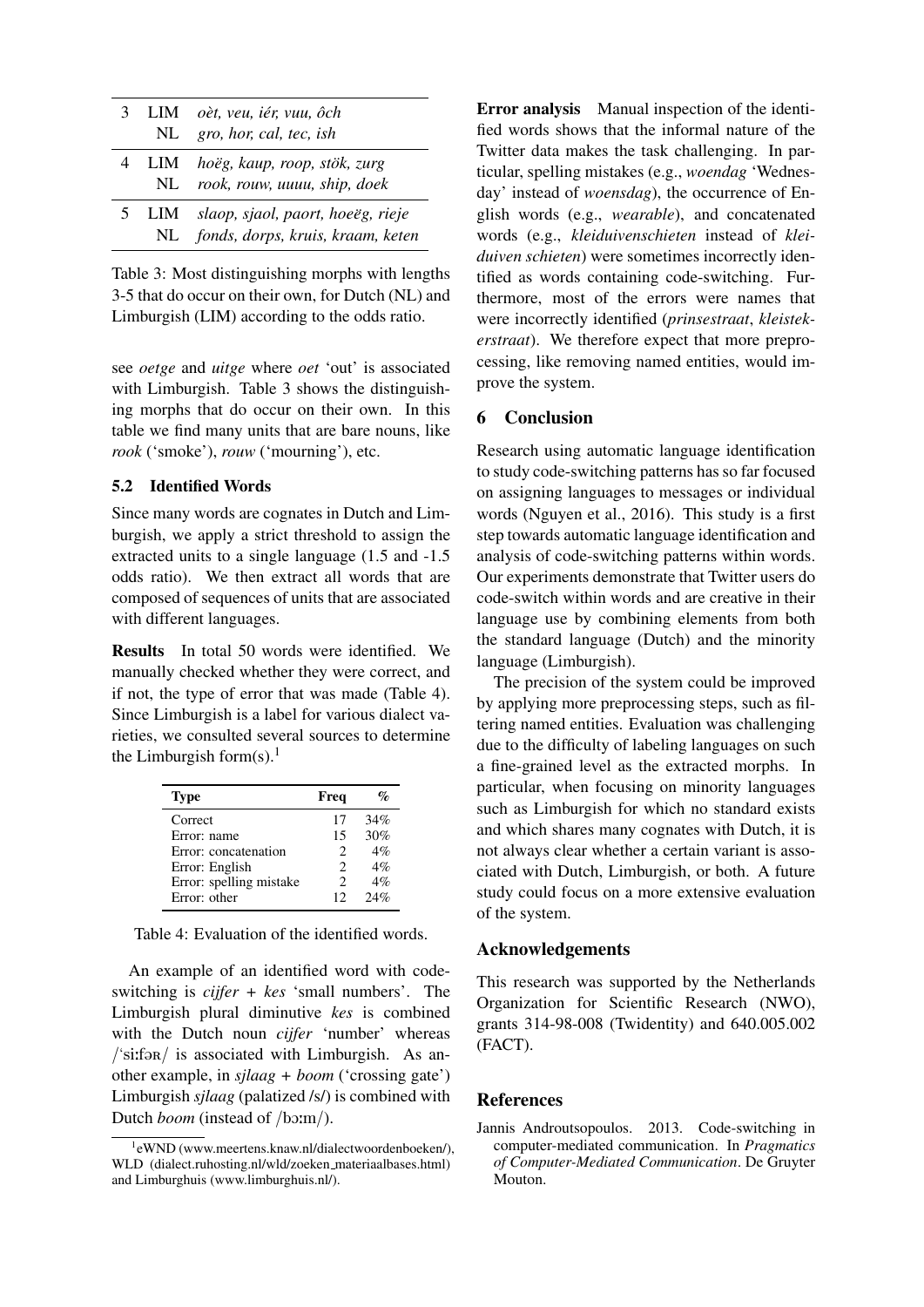| | | |
|---|---|---|
| 3 | LIM | *oèt, veu, iér, vuu, ôch* |
| | NL | *gro, hor, cal, tec, ish* |
| 4 | LIM | *hoëg, kaup, roop, stök, zurg* |
| | NL | *rook, rouw, uuuu, ship, doek* |
| 5 | LIM | *slaop, sjaol, paort, hoeëg, rieje* |
| | NL | *fonds, dorps, kruis, kraam, keten* |

Table 3: Most distinguishing morphs with lengths 3-5 that do occur on their own, for Dutch (NL) and Limburgish (LIM) according to the odds ratio.

see *oetge* and *uitge* where *oet* 'out' is associated with Limburgish. Table 3 shows the distinguishing morphs that do occur on their own. In this table we find many units that are bare nouns, like *rook* ('smoke'), *rouw* ('mourning'), etc.

### 5.2 Identified Words

Since many words are cognates in Dutch and Limburgish, we apply a strict threshold to assign the extracted units to a single language (1.5 and -1.5 odds ratio). We then extract all words that are composed of sequences of units that are associated with different languages.

**Results** In total 50 words were identified. We manually checked whether they were correct, and if not, the type of error that was made (Table 4). Since Limburgish is a label for various dialect varieties, we consulted several sources to determine the Limburgish form(s).[1]

| Type | Freq | % |
|---|---|---|
| Correct | 17 | 34% |
| Error: name | 15 | 30% |
| Error: concatenation | 2 | 4% |
| Error: English | 2 | 4% |
| Error: spelling mistake | 2 | 4% |
| Error: other | 12 | 24% |

Table 4: Evaluation of the identified words.

An example of an identified word with code-switching is *cijfer* + *kes* 'small numbers'. The Limburgish plural diminutive *kes* is combined with the Dutch noun *cijfer* 'number' whereas /ˈsiːfəʀ/ is associated with Limburgish. As another example, in *sjlaag* + *boom* ('crossing gate') Limburgish *sjlaag* (palatized /s/) is combined with Dutch *boom* (instead of /bɔːm/).

[1] eWND (www.meertens.knaw.nl/dialectwoordenboeken/), WLD (dialect.ruhosting.nl/wld/zoeken_materiaalbases.html) and Limburghuis (www.limburghuis.nl/).

**Error analysis** Manual inspection of the identified words shows that the informal nature of the Twitter data makes the task challenging. In particular, spelling mistakes (e.g., *woendag* 'Wednesday' instead of *woensdag*), the occurrence of English words (e.g., *wearable*), and concatenated words (e.g., *kleiduivenschieten* instead of *kleiduiven schieten*) were sometimes incorrectly identified as words containing code-switching. Furthermore, most of the errors were names that were incorrectly identified (*prinsestraat*, *kleistekerstraat*). We therefore expect that more preprocessing, like removing named entities, would improve the system.

## 6 Conclusion

Research using automatic language identification to study code-switching patterns has so far focused on assigning languages to messages or individual words (Nguyen et al., 2016). This study is a first step towards automatic language identification and analysis of code-switching patterns within words. Our experiments demonstrate that Twitter users do code-switch within words and are creative in their language use by combining elements from both the standard language (Dutch) and the minority language (Limburgish).

The precision of the system could be improved by applying more preprocessing steps, such as filtering named entities. Evaluation was challenging due to the difficulty of labeling languages on such a fine-grained level as the extracted morphs. In particular, when focusing on minority languages such as Limburgish for which no standard exists and which shares many cognates with Dutch, it is not always clear whether a certain variant is associated with Dutch, Limburgish, or both. A future study could focus on a more extensive evaluation of the system.

## Acknowledgements

This research was supported by the Netherlands Organization for Scientific Research (NWO), grants 314-98-008 (Twidentity) and 640.005.002 (FACT).

## References

Jannis Androutsopoulos. 2013. Code-switching in computer-mediated communication. In *Pragmatics of Computer-Mediated Communication*. De Gruyter Mouton.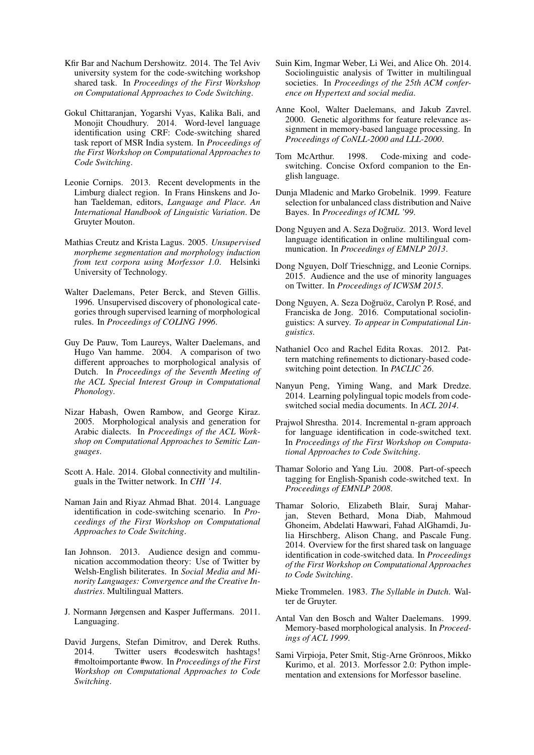Kfir Bar and Nachum Dershowitz. 2014. The Tel Aviv university system for the code-switching workshop shared task. In *Proceedings of the First Workshop on Computational Approaches to Code Switching*.

Gokul Chittaranjan, Yogarshi Vyas, Kalika Bali, and Monojit Choudhury. 2014. Word-level language identification using CRF: Code-switching shared task report of MSR India system. In *Proceedings of the First Workshop on Computational Approaches to Code Switching*.

Leonie Cornips. 2013. Recent developments in the Limburg dialect region. In Frans Hinskens and Johan Taeldeman, editors, *Language and Place. An International Handbook of Linguistic Variation*. De Gruyter Mouton.

Mathias Creutz and Krista Lagus. 2005. *Unsupervised morpheme segmentation and morphology induction from text corpora using Morfessor 1.0*. Helsinki University of Technology.

Walter Daelemans, Peter Berck, and Steven Gillis. 1996. Unsupervised discovery of phonological categories through supervised learning of morphological rules. In *Proceedings of COLING 1996*.

Guy De Pauw, Tom Laureys, Walter Daelemans, and Hugo Van hamme. 2004. A comparison of two different approaches to morphological analysis of Dutch. In *Proceedings of the Seventh Meeting of the ACL Special Interest Group in Computational Phonology*.

Nizar Habash, Owen Rambow, and George Kiraz. 2005. Morphological analysis and generation for Arabic dialects. In *Proceedings of the ACL Workshop on Computational Approaches to Semitic Languages*.

Scott A. Hale. 2014. Global connectivity and multilinguals in the Twitter network. In *CHI '14*.

Naman Jain and Riyaz Ahmad Bhat. 2014. Language identification in code-switching scenario. In *Proceedings of the First Workshop on Computational Approaches to Code Switching*.

Ian Johnson. 2013. Audience design and communication accommodation theory: Use of Twitter by Welsh-English biliterates. In *Social Media and Minority Languages: Convergence and the Creative Industries*. Multilingual Matters.

J. Normann Jørgensen and Kasper Juffermans. 2011. Languaging.

David Jurgens, Stefan Dimitrov, and Derek Ruths. 2014. Twitter users #codeswitch hashtags! #moltoimportante #wow. In *Proceedings of the First Workshop on Computational Approaches to Code Switching*.

Suin Kim, Ingmar Weber, Li Wei, and Alice Oh. 2014. Sociolinguistic analysis of Twitter in multilingual societies. In *Proceedings of the 25th ACM conference on Hypertext and social media*.

Anne Kool, Walter Daelemans, and Jakub Zavrel. 2000. Genetic algorithms for feature relevance assignment in memory-based language processing. In *Proceedings of CoNLL-2000 and LLL-2000*.

Tom McArthur. 1998. Code-mixing and code-switching. Concise Oxford companion to the English language.

Dunja Mladenic and Marko Grobelnik. 1999. Feature selection for unbalanced class distribution and Naive Bayes. In *Proceedings of ICML '99*.

Dong Nguyen and A. Seza Doğruöz. 2013. Word level language identification in online multilingual communication. In *Proceedings of EMNLP 2013*.

Dong Nguyen, Dolf Trieschnigg, and Leonie Cornips. 2015. Audience and the use of minority languages on Twitter. In *Proceedings of ICWSM 2015*.

Dong Nguyen, A. Seza Doğruöz, Carolyn P. Rosé, and Franciska de Jong. 2016. Computational sociolinguistics: A survey. *To appear in Computational Linguistics*.

Nathaniel Oco and Rachel Edita Roxas. 2012. Pattern matching refinements to dictionary-based code-switching point detection. In *PACLIC 26*.

Nanyun Peng, Yiming Wang, and Mark Dredze. 2014. Learning polylingual topic models from code-switched social media documents. In *ACL 2014*.

Prajwol Shrestha. 2014. Incremental n-gram approach for language identification in code-switched text. In *Proceedings of the First Workshop on Computational Approaches to Code Switching*.

Thamar Solorio and Yang Liu. 2008. Part-of-speech tagging for English-Spanish code-switched text. In *Proceedings of EMNLP 2008*.

Thamar Solorio, Elizabeth Blair, Suraj Maharjan, Steven Bethard, Mona Diab, Mahmoud Ghoneim, Abdelati Hawwari, Fahad AlGhamdi, Julia Hirschberg, Alison Chang, and Pascale Fung. 2014. Overview for the first shared task on language identification in code-switched data. In *Proceedings of the First Workshop on Computational Approaches to Code Switching*.

Mieke Trommelen. 1983. *The Syllable in Dutch*. Walter de Gruyter.

Antal Van den Bosch and Walter Daelemans. 1999. Memory-based morphological analysis. In *Proceedings of ACL 1999*.

Sami Virpioja, Peter Smit, Stig-Arne Grönroos, Mikko Kurimo, et al. 2013. Morfessor 2.0: Python implementation and extensions for Morfessor baseline.